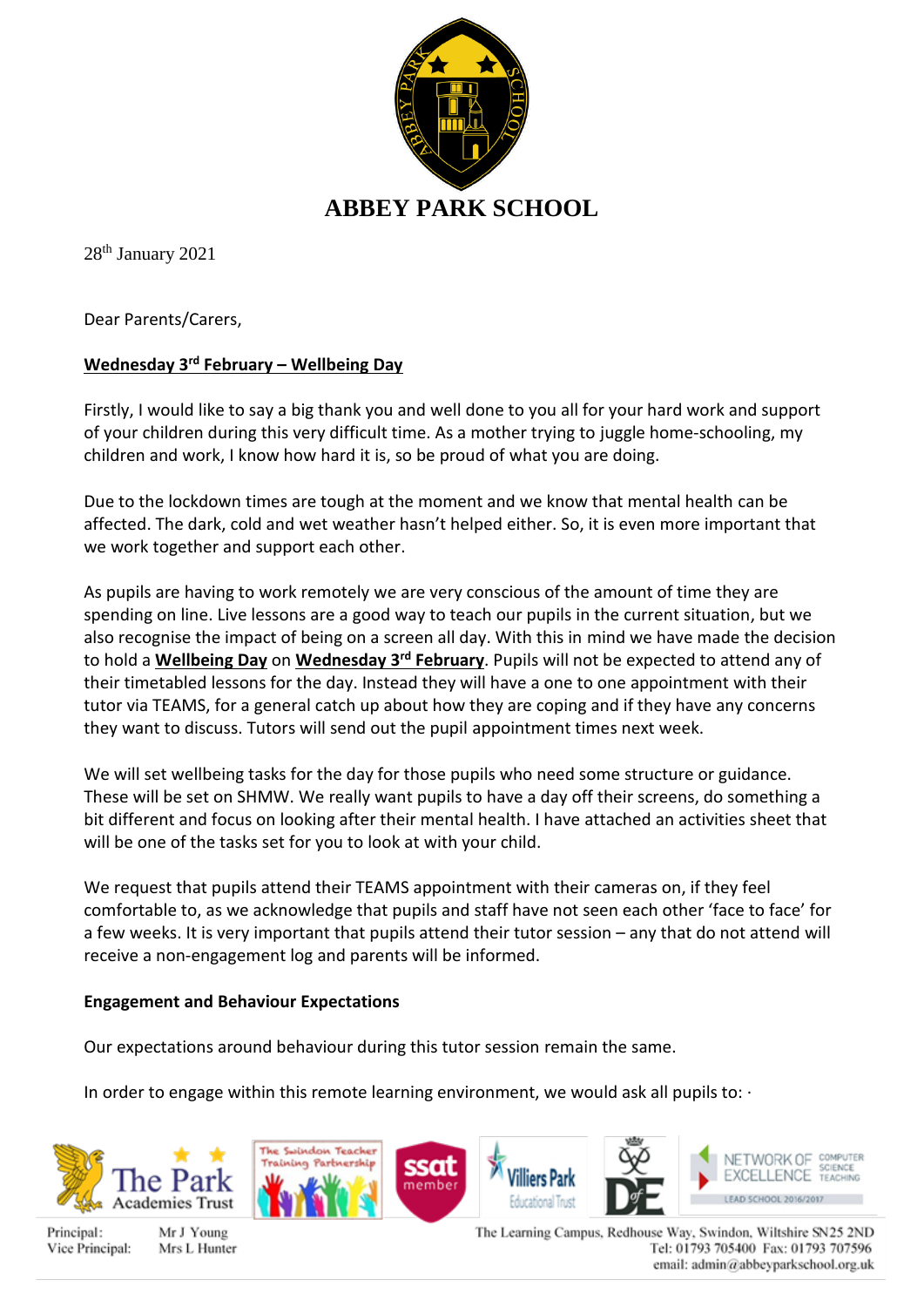# ABBEY PARK SCHOOL

28th January 2021

Dear Parents/Carers,

**Wednesday 3rd February – Wellbeing Day**

Firstly, I would like to say a big thank you and well done to you all for your hard work and support of your children during this very difficult time. As a mother trying to juggle home-schooling, my children and work, I know how hard it is, so be proud of what you are doing.

Due to the lockdown times are tough at the moment and we know that mental health can be affected. The dark, cold and wet weather hasn't helped either. So, it is even more important that we work together and support each other.

As pupils are having to work remotely we are very conscious of the amount of time they are spending on line. Live lessons are a good way to teach our pupils in the current situation, but we also recognise the impact of being on a screen all day. With this in mind we have made the decision to hold a **Wellbeing Day** on **Wednesday 3rd February**. Pupils will not be expected to attend any of their timetabled lessons for the day. Instead they will have a one to one appointment with their tutor via TEAMS, for a general catch up about how they are coping and if they have any concerns they want to discuss. Tutors will send out the pupil appointment times next week.

We will set wellbeing tasks for the day for those pupils who need some structure or guidance. These will be set on SHMW. We really want pupils to have a day off their screens, do something a bit different and focus on looking after their mental health. I have attached an activities sheet that will be one of the tasks set for you to look at with your child.

We request that pupils attend their TEAMS appointment with their cameras on, if they feel comfortable to, as we acknowledge that pupils and staff have not seen each other 'face to face' for a few weeks. It is very important that pupils attend their tutor session – any that do not attend will receive a non-engagement log and parents will be informed.

**Engagement and Behaviour Expectations**

Our expectations around behaviour during this tutor session remain the same.

In order to engage within this remote learning environment, we would ask all pupils to: ·

Principal: Mr J Young
Vice Principal: Mrs L Hunter

The Learning Campus, Redhouse Way, Swindon, Wiltshire SN25 2ND
Tel: 01793 705400 Fax: 01793 707596
email: admin@abbeyparkschool.org.uk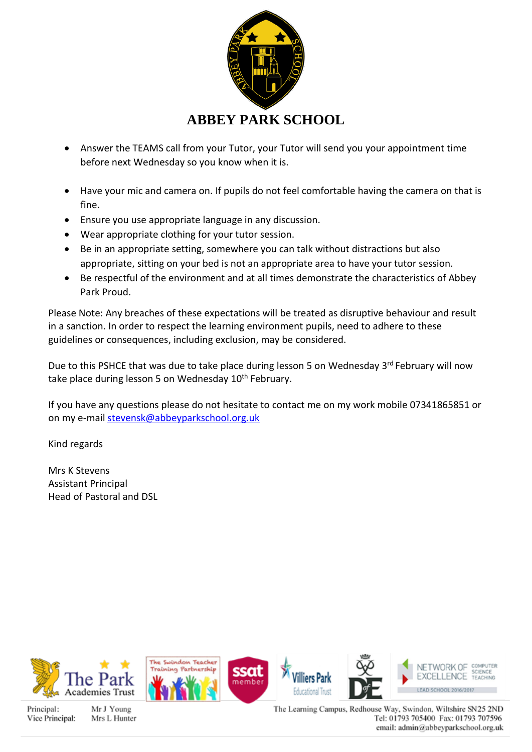# ABBEY PARK SCHOOL

- Answer the TEAMS call from your Tutor, your Tutor will send you your appointment time before next Wednesday so you know when it is.

- Have your mic and camera on. If pupils do not feel comfortable having the camera on that is fine.
- Ensure you use appropriate language in any discussion.
- Wear appropriate clothing for your tutor session.
- Be in an appropriate setting, somewhere you can talk without distractions but also appropriate, sitting on your bed is not an appropriate area to have your tutor session.
- Be respectful of the environment and at all times demonstrate the characteristics of Abbey Park Proud.

Please Note: Any breaches of these expectations will be treated as disruptive behaviour and result in a sanction. In order to respect the learning environment pupils, need to adhere to these guidelines or consequences, including exclusion, may be considered.

Due to this PSHCE that was due to take place during lesson 5 on Wednesday 3rd February will now take place during lesson 5 on Wednesday 10th February.

If you have any questions please do not hesitate to contact me on my work mobile 07341865851 or on my e-mail stevensk@abbeyparkschool.org.uk

Kind regards

Mrs K Stevens
Assistant Principal
Head of Pastoral and DSL

Principal: Mr J Young
Vice Principal: Mrs L Hunter

The Learning Campus, Redhouse Way, Swindon, Wiltshire SN25 2ND
Tel: 01793 705400 Fax: 01793 707596
email: admin@abbeyparkschool.org.uk